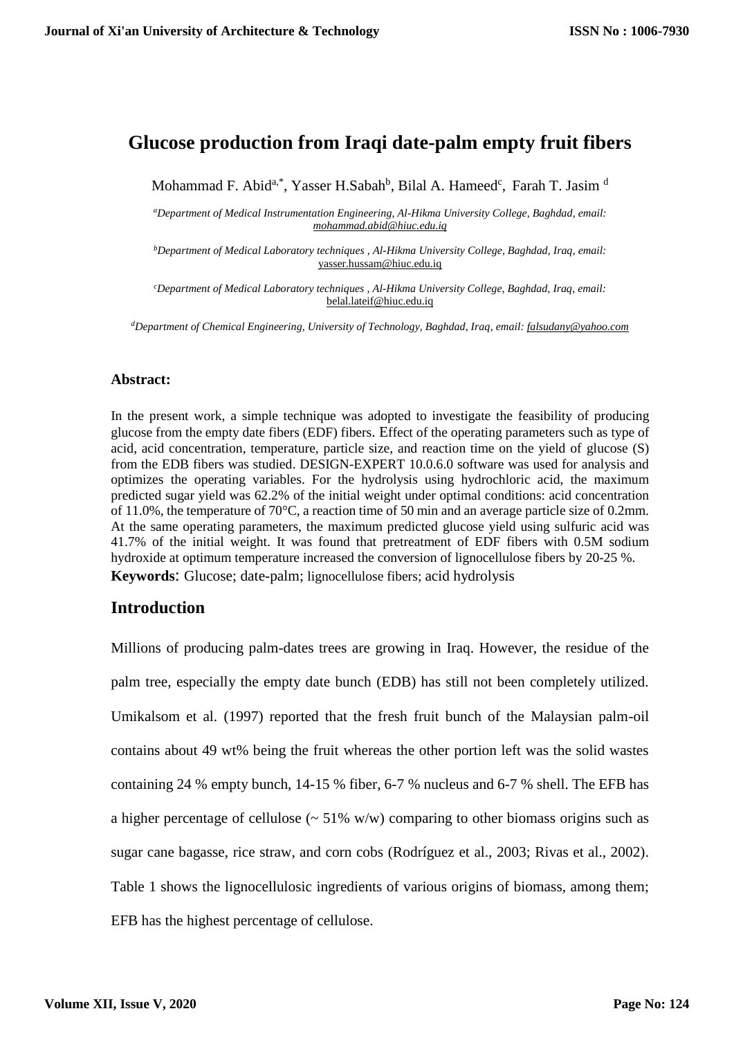# Glucose production from Iraqi date-palm empty fruit fibers

Mohammad F. Abid[a,*], Yasser H.Sabah[b], Bilal A. Hameed[c], Farah T. Jasim [d]

[a]*Department of Medical Instrumentation Engineering, Al-Hikma University College, Baghdad, email: mohammad.abid@hiuc.edu.iq*

[b]*Department of Medical Laboratory techniques , Al-Hikma University College, Baghdad, Iraq, email:* yasser.hussam@hiuc.edu.iq

[c]*Department of Medical Laboratory techniques , Al-Hikma University College, Baghdad, Iraq, email:* belal.lateif@hiuc.edu.iq

[d]*Department of Chemical Engineering, University of Technology, Baghdad, Iraq, email: falsudany@yahoo.com*

**Abstract:**

In the present work, a simple technique was adopted to investigate the feasibility of producing glucose from the empty date fibers (EDF) fibers. Effect of the operating parameters such as type of acid, acid concentration, temperature, particle size, and reaction time on the yield of glucose (S) from the EDB fibers was studied. DESIGN-EXPERT 10.0.6.0 software was used for analysis and optimizes the operating variables. For the hydrolysis using hydrochloric acid, the maximum predicted sugar yield was 62.2% of the initial weight under optimal conditions: acid concentration of 11.0%, the temperature of 70°C, a reaction time of 50 min and an average particle size of 0.2mm. At the same operating parameters, the maximum predicted glucose yield using sulfuric acid was 41.7% of the initial weight. It was found that pretreatment of EDF fibers with 0.5M sodium hydroxide at optimum temperature increased the conversion of lignocellulose fibers by 20-25 %.

**Keywords**: Glucose; date-palm; lignocellulose fibers; acid hydrolysis

## Introduction

Millions of producing palm-dates trees are growing in Iraq. However, the residue of the palm tree, especially the empty date bunch (EDB) has still not been completely utilized. Umikalsom et al. (1997) reported that the fresh fruit bunch of the Malaysian palm-oil contains about 49 wt% being the fruit whereas the other portion left was the solid wastes containing 24 % empty bunch, 14-15 % fiber, 6-7 % nucleus and 6-7 % shell. The EFB has a higher percentage of cellulose (~ 51% w/w) comparing to other biomass origins such as sugar cane bagasse, rice straw, and corn cobs (Rodríguez et al., 2003; Rivas et al., 2002). Table 1 shows the lignocellulosic ingredients of various origins of biomass, among them; EFB has the highest percentage of cellulose.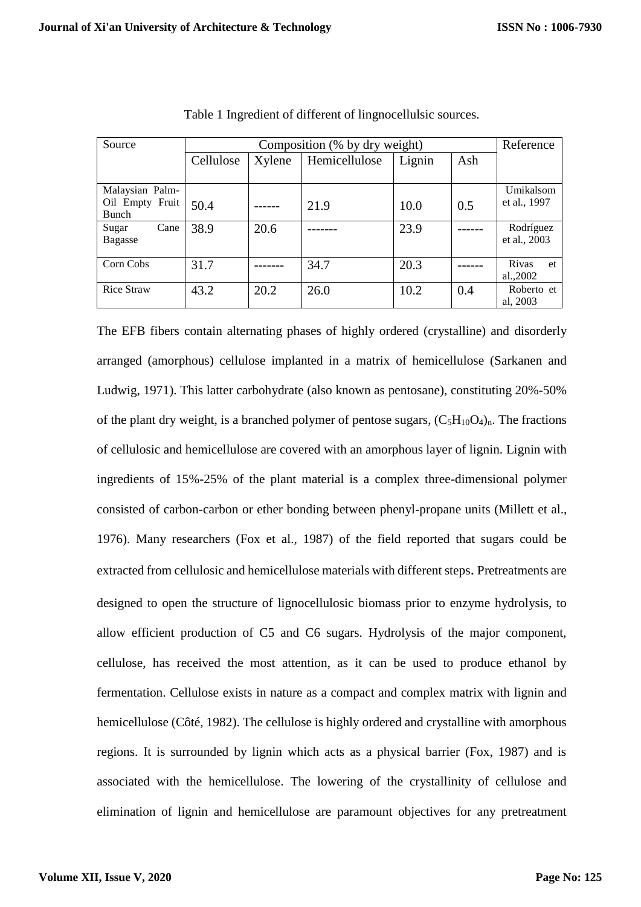Table 1 Ingredient of different of lingnocellulsic sources.

| Source | Composition (% by dry weight) | | | | | Reference |
|---|---|---|---|---|---|---|
| | Cellulose | Xylene | Hemicellulose | Lignin | Ash | |
| Malaysian Palm-Oil Empty Fruit Bunch | 50.4 | ------ | 21.9 | 10.0 | 0.5 | Umikalsom et al., 1997 |
| Sugar Cane Bagasse | 38.9 | 20.6 | ------- | 23.9 | ------ | Rodríguez et al., 2003 |
| Corn Cobs | 31.7 | ------- | 34.7 | 20.3 | ------ | Rivas et al.,2002 |
| Rice Straw | 43.2 | 20.2 | 26.0 | 10.2 | 0.4 | Roberto et al, 2003 |

The EFB fibers contain alternating phases of highly ordered (crystalline) and disorderly arranged (amorphous) cellulose implanted in a matrix of hemicellulose (Sarkanen and Ludwig, 1971). This latter carbohydrate (also known as pentosane), constituting 20%-50% of the plant dry weight, is a branched polymer of pentose sugars, $(C_5H_{10}O_4)_n$. The fractions of cellulosic and hemicellulose are covered with an amorphous layer of lignin. Lignin with ingredients of 15%-25% of the plant material is a complex three-dimensional polymer consisted of carbon-carbon or ether bonding between phenyl-propane units (Millett et al., 1976). Many researchers (Fox et al., 1987) of the field reported that sugars could be extracted from cellulosic and hemicellulose materials with different steps. Pretreatments are designed to open the structure of lignocellulosic biomass prior to enzyme hydrolysis, to allow efficient production of C5 and C6 sugars. Hydrolysis of the major component, cellulose, has received the most attention, as it can be used to produce ethanol by fermentation. Cellulose exists in nature as a compact and complex matrix with lignin and hemicellulose (Côté, 1982). The cellulose is highly ordered and crystalline with amorphous regions. It is surrounded by lignin which acts as a physical barrier (Fox, 1987) and is associated with the hemicellulose. The lowering of the crystallinity of cellulose and elimination of lignin and hemicellulose are paramount objectives for any pretreatment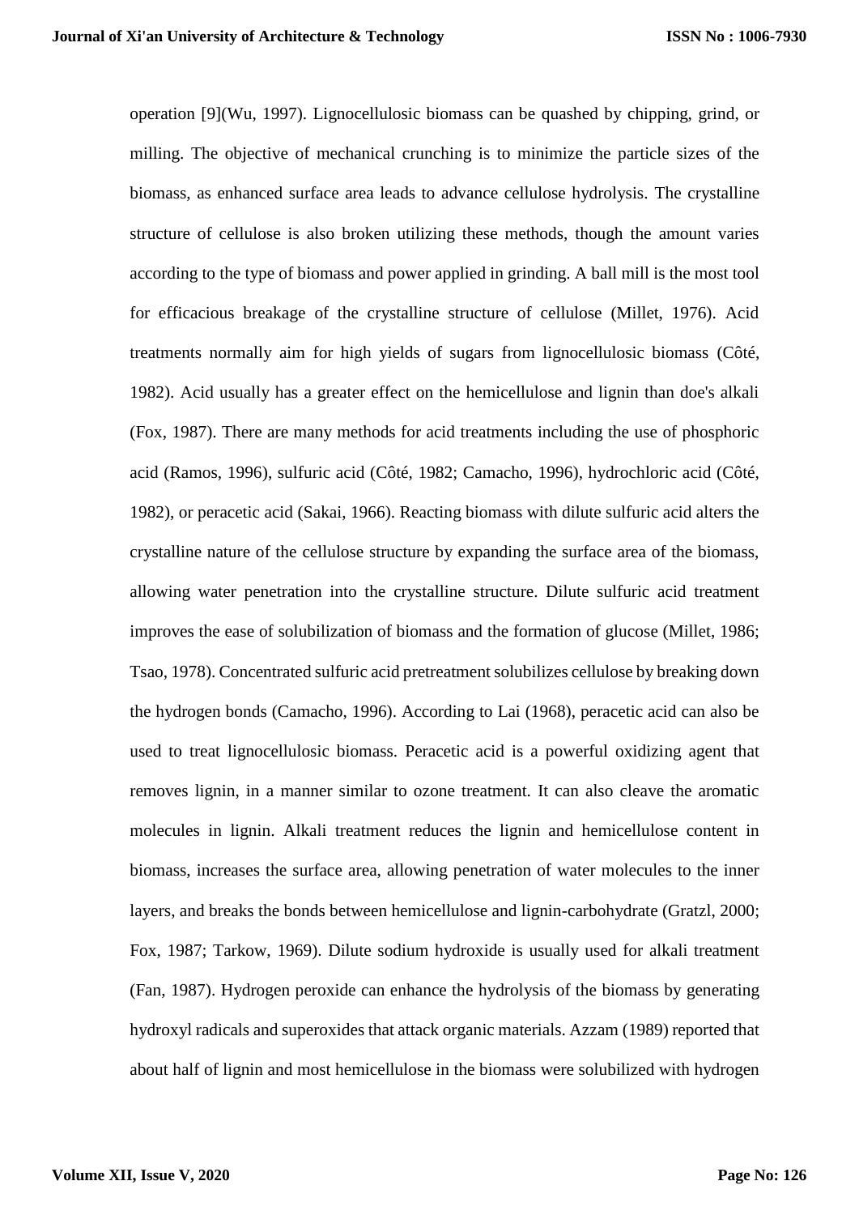operation [9](Wu, 1997). Lignocellulosic biomass can be quashed by chipping, grind, or milling. The objective of mechanical crunching is to minimize the particle sizes of the biomass, as enhanced surface area leads to advance cellulose hydrolysis. The crystalline structure of cellulose is also broken utilizing these methods, though the amount varies according to the type of biomass and power applied in grinding. A ball mill is the most tool for efficacious breakage of the crystalline structure of cellulose (Millet, 1976). Acid treatments normally aim for high yields of sugars from lignocellulosic biomass (Côté, 1982). Acid usually has a greater effect on the hemicellulose and lignin than doe's alkali (Fox, 1987). There are many methods for acid treatments including the use of phosphoric acid (Ramos, 1996), sulfuric acid (Côté, 1982; Camacho, 1996), hydrochloric acid (Côté, 1982), or peracetic acid (Sakai, 1966). Reacting biomass with dilute sulfuric acid alters the crystalline nature of the cellulose structure by expanding the surface area of the biomass, allowing water penetration into the crystalline structure. Dilute sulfuric acid treatment improves the ease of solubilization of biomass and the formation of glucose (Millet, 1986; Tsao, 1978). Concentrated sulfuric acid pretreatment solubilizes cellulose by breaking down the hydrogen bonds (Camacho, 1996). According to Lai (1968), peracetic acid can also be used to treat lignocellulosic biomass. Peracetic acid is a powerful oxidizing agent that removes lignin, in a manner similar to ozone treatment. It can also cleave the aromatic molecules in lignin. Alkali treatment reduces the lignin and hemicellulose content in biomass, increases the surface area, allowing penetration of water molecules to the inner layers, and breaks the bonds between hemicellulose and lignin-carbohydrate (Gratzl, 2000; Fox, 1987; Tarkow, 1969). Dilute sodium hydroxide is usually used for alkali treatment (Fan, 1987). Hydrogen peroxide can enhance the hydrolysis of the biomass by generating hydroxyl radicals and superoxides that attack organic materials. Azzam (1989) reported that about half of lignin and most hemicellulose in the biomass were solubilized with hydrogen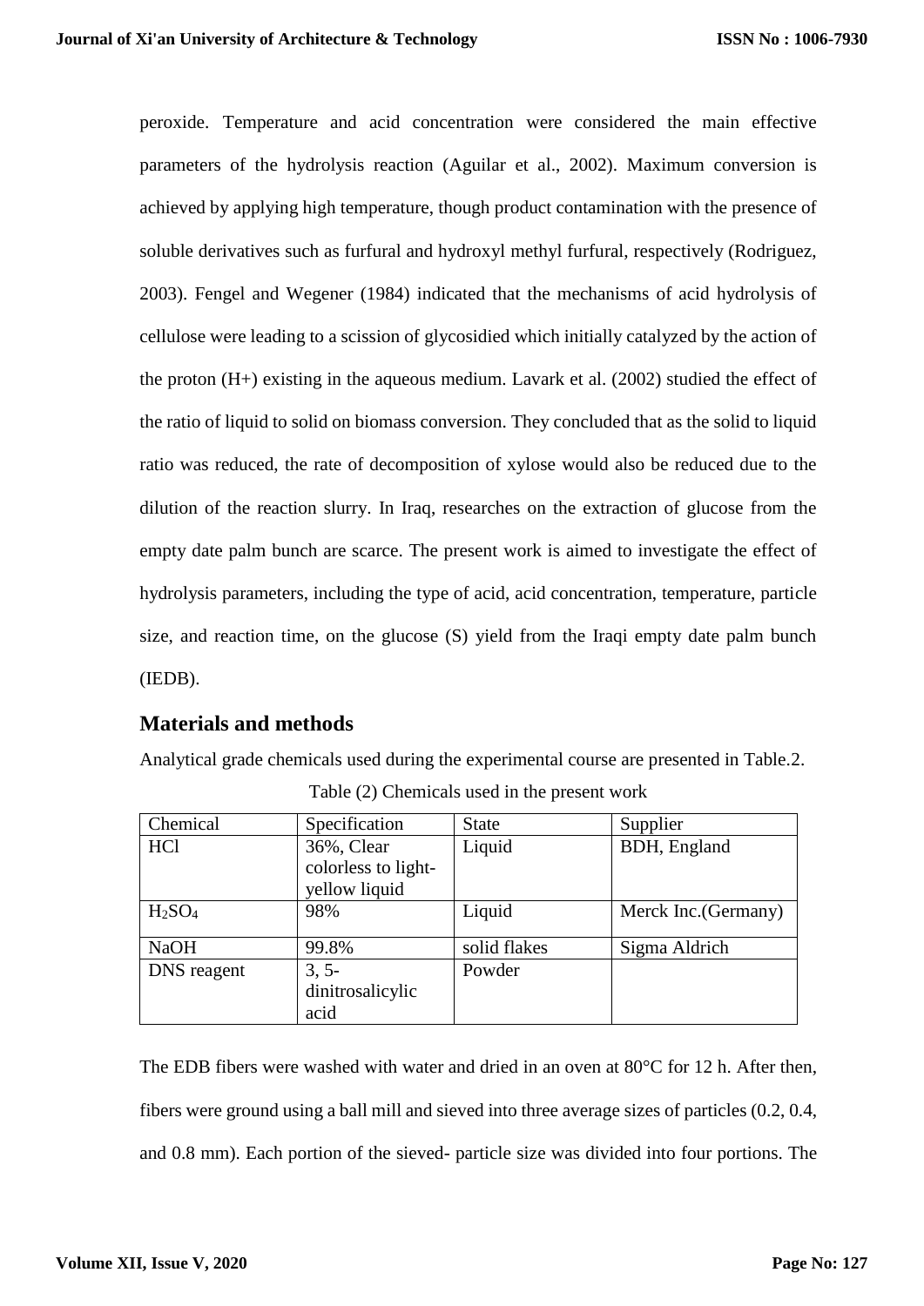peroxide. Temperature and acid concentration were considered the main effective parameters of the hydrolysis reaction (Aguilar et al., 2002). Maximum conversion is achieved by applying high temperature, though product contamination with the presence of soluble derivatives such as furfural and hydroxyl methyl furfural, respectively (Rodriguez, 2003). Fengel and Wegener (1984) indicated that the mechanisms of acid hydrolysis of cellulose were leading to a scission of glycosidied which initially catalyzed by the action of the proton (H+) existing in the aqueous medium. Lavark et al. (2002) studied the effect of the ratio of liquid to solid on biomass conversion. They concluded that as the solid to liquid ratio was reduced, the rate of decomposition of xylose would also be reduced due to the dilution of the reaction slurry. In Iraq, researches on the extraction of glucose from the empty date palm bunch are scarce. The present work is aimed to investigate the effect of hydrolysis parameters, including the type of acid, acid concentration, temperature, particle size, and reaction time, on the glucose (S) yield from the Iraqi empty date palm bunch (IEDB).

## Materials and methods

Analytical grade chemicals used during the experimental course are presented in Table.2.

Table (2) Chemicals used in the present work

| Chemical | Specification | State | Supplier |
|---|---|---|---|
| HCl | 36%, Clear colorless to light-yellow liquid | Liquid | BDH, England |
| $H_2SO_4$ | 98% | Liquid | Merck Inc.(Germany) |
| NaOH | 99.8% | solid flakes | Sigma Aldrich |
| DNS reagent | 3, 5-dinitrosalicylic acid | Powder | |

The EDB fibers were washed with water and dried in an oven at 80°C for 12 h. After then, fibers were ground using a ball mill and sieved into three average sizes of particles (0.2, 0.4, and 0.8 mm). Each portion of the sieved- particle size was divided into four portions. The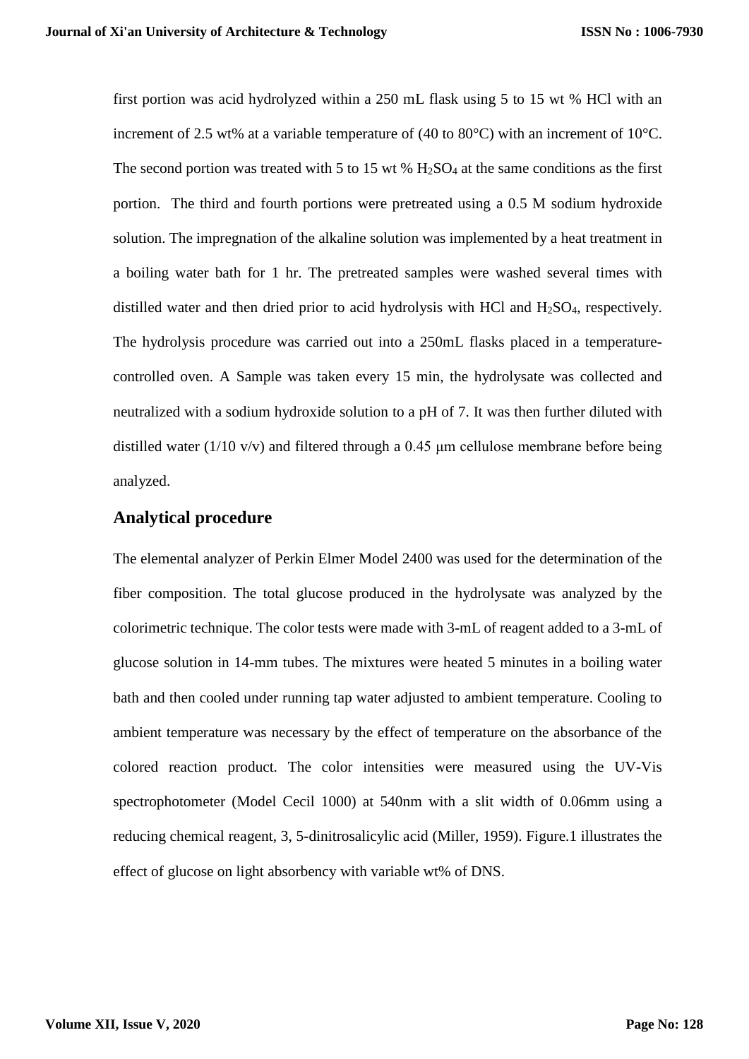first portion was acid hydrolyzed within a 250 mL flask using 5 to 15 wt % HCl with an increment of 2.5 wt% at a variable temperature of (40 to 80°C) with an increment of 10°C. The second portion was treated with 5 to 15 wt % $H_2SO_4$ at the same conditions as the first portion. The third and fourth portions were pretreated using a 0.5 M sodium hydroxide solution. The impregnation of the alkaline solution was implemented by a heat treatment in a boiling water bath for 1 hr. The pretreated samples were washed several times with distilled water and then dried prior to acid hydrolysis with HCl and $H_2SO_4$, respectively. The hydrolysis procedure was carried out into a 250mL flasks placed in a temperature-controlled oven. A Sample was taken every 15 min, the hydrolysate was collected and neutralized with a sodium hydroxide solution to a pH of 7. It was then further diluted with distilled water (1/10 v/v) and filtered through a 0.45 μm cellulose membrane before being analyzed.

## Analytical procedure

The elemental analyzer of Perkin Elmer Model 2400 was used for the determination of the fiber composition. The total glucose produced in the hydrolysate was analyzed by the colorimetric technique. The color tests were made with 3-mL of reagent added to a 3-mL of glucose solution in 14-mm tubes. The mixtures were heated 5 minutes in a boiling water bath and then cooled under running tap water adjusted to ambient temperature. Cooling to ambient temperature was necessary by the effect of temperature on the absorbance of the colored reaction product. The color intensities were measured using the UV-Vis spectrophotometer (Model Cecil 1000) at 540nm with a slit width of 0.06mm using a reducing chemical reagent, 3, 5-dinitrosalicylic acid (Miller, 1959). Figure.1 illustrates the effect of glucose on light absorbency with variable wt% of DNS.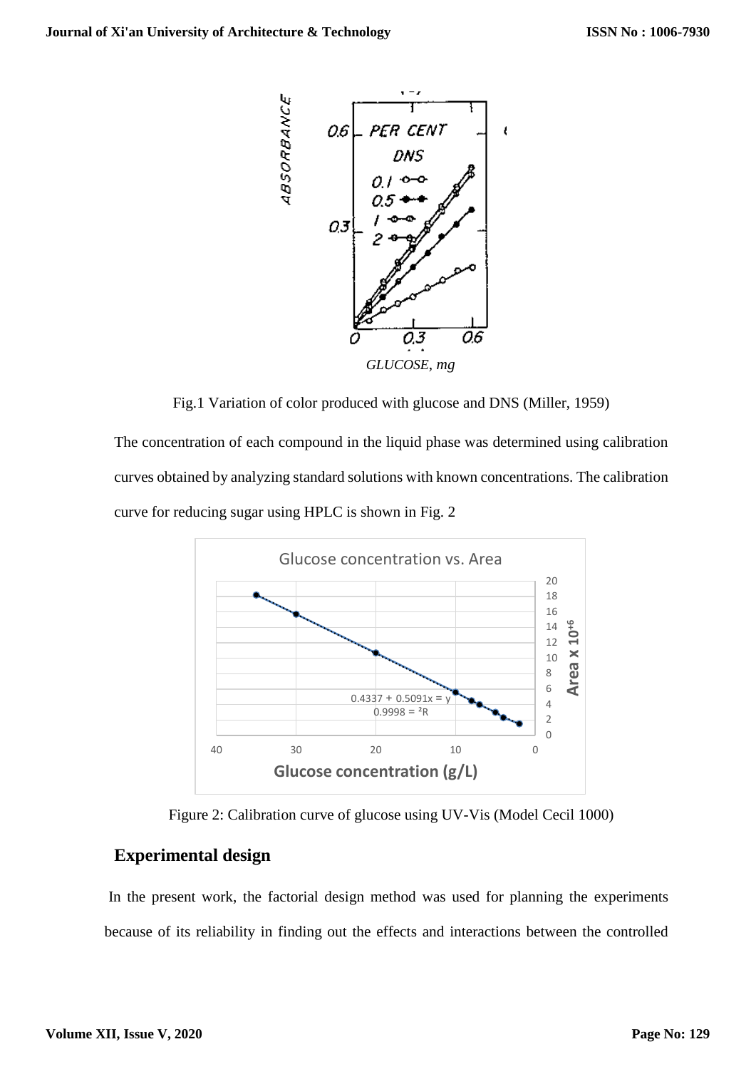Fig.1 Variation of color produced with glucose and DNS (Miller, 1959)

The concentration of each compound in the liquid phase was determined using calibration curves obtained by analyzing standard solutions with known concentrations. The calibration curve for reducing sugar using HPLC is shown in Fig. 2

Figure 2: Calibration curve of glucose using UV-Vis (Model Cecil 1000)

## Experimental design

In the present work, the factorial design method was used for planning the experiments because of its reliability in finding out the effects and interactions between the controlled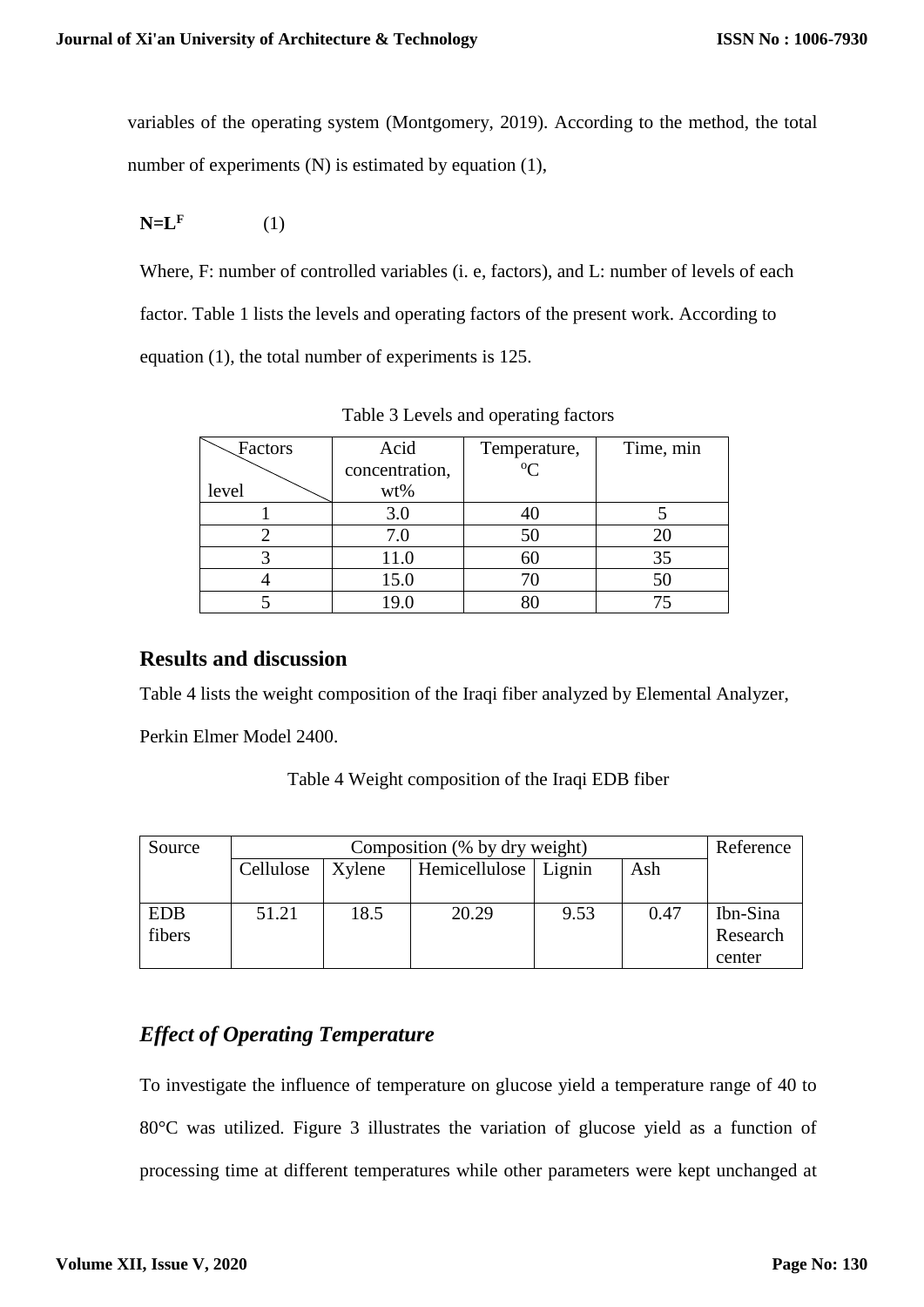variables of the operating system (Montgomery, 2019). According to the method, the total number of experiments (N) is estimated by equation (1),

$$N=L^F \quad (1)$$

Where, F: number of controlled variables (i. e, factors), and L: number of levels of each factor. Table 1 lists the levels and operating factors of the present work. According to equation (1), the total number of experiments is 125.

Table 3 Levels and operating factors

| Factors / level | Acid concentration, wt% | Temperature, °C | Time, min |
|---|---|---|---|
| 1 | 3.0 | 40 | 5 |
| 2 | 7.0 | 50 | 20 |
| 3 | 11.0 | 60 | 35 |
| 4 | 15.0 | 70 | 50 |
| 5 | 19.0 | 80 | 75 |

## Results and discussion

Table 4 lists the weight composition of the Iraqi fiber analyzed by Elemental Analyzer, Perkin Elmer Model 2400.

Table 4 Weight composition of the Iraqi EDB fiber

| Source | Composition (% by dry weight) | | | | | Reference |
|---|---|---|---|---|---|---|
| | Cellulose | Xylene | Hemicellulose | Lignin | Ash | |
| EDB fibers | 51.21 | 18.5 | 20.29 | 9.53 | 0.47 | Ibn-Sina Research center |

### *Effect of Operating Temperature*

To investigate the influence of temperature on glucose yield a temperature range of 40 to 80°C was utilized. Figure 3 illustrates the variation of glucose yield as a function of processing time at different temperatures while other parameters were kept unchanged at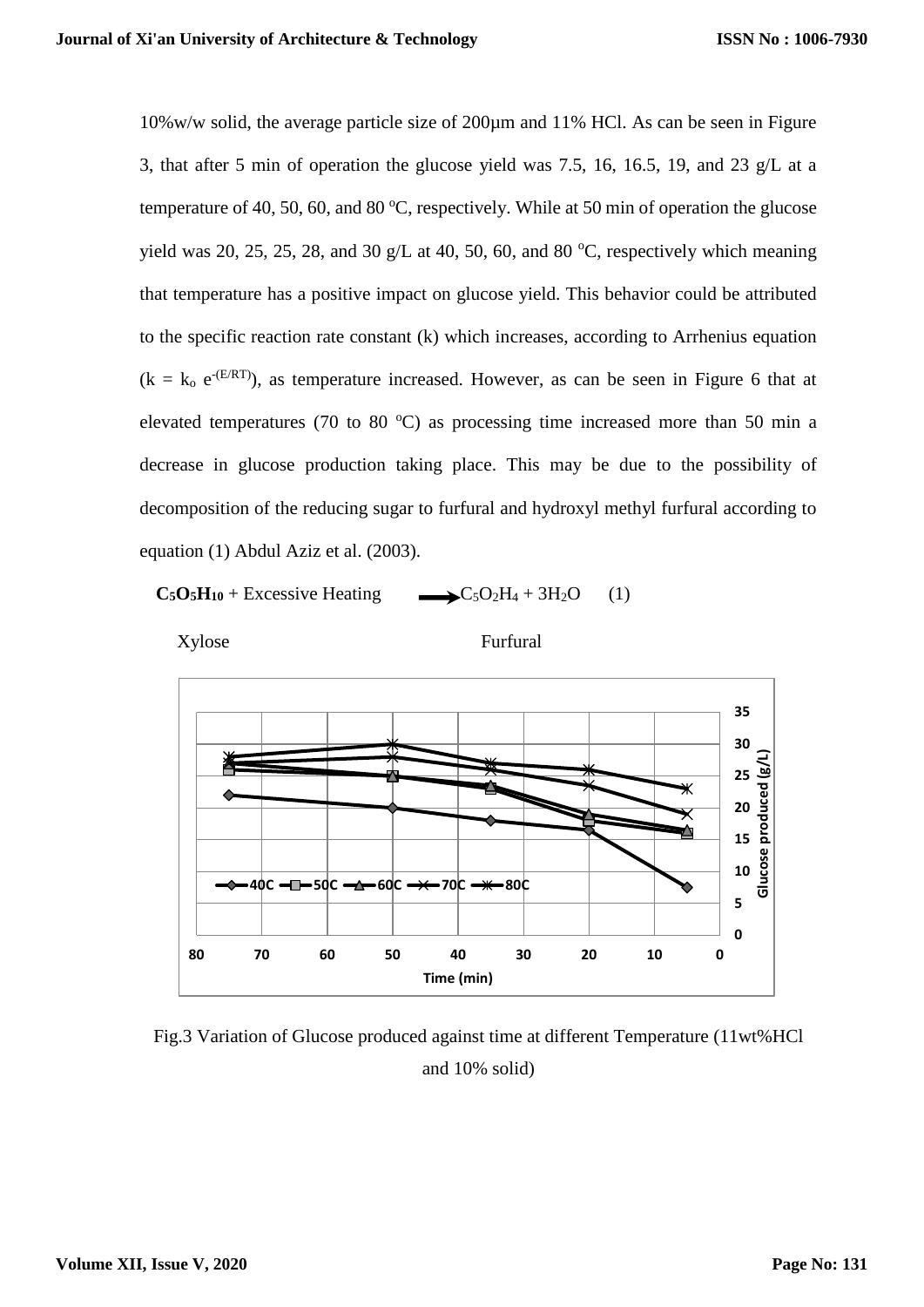10%w/w solid, the average particle size of 200μm and 11% HCl. As can be seen in Figure 3, that after 5 min of operation the glucose yield was 7.5, 16, 16.5, 19, and 23 g/L at a temperature of 40, 50, 60, and 80 $^oC$, respectively. While at 50 min of operation the glucose yield was 20, 25, 25, 28, and 30 g/L at 40, 50, 60, and 80 $^oC$, respectively which meaning that temperature has a positive impact on glucose yield. This behavior could be attributed to the specific reaction rate constant (k) which increases, according to Arrhenius equation ($k = k_o\ e^{-(E/RT)}$), as temperature increased. However, as can be seen in Figure 6 that at elevated temperatures (70 to 80 $^oC$) as processing time increased more than 50 min a decrease in glucose production taking place. This may be due to the possibility of decomposition of the reducing sugar to furfural and hydroxyl methyl furfural according to equation (1) Abdul Aziz et al. (2003).

$$\mathbf{C_5O_5H_{10}} + \text{Excessive Heating} \longrightarrow C_5O_2H_4 + 3H_2O \quad (1)$$

Xylose Furfural

Fig.3 Variation of Glucose produced against time at different Temperature (11wt%HCl and 10% solid)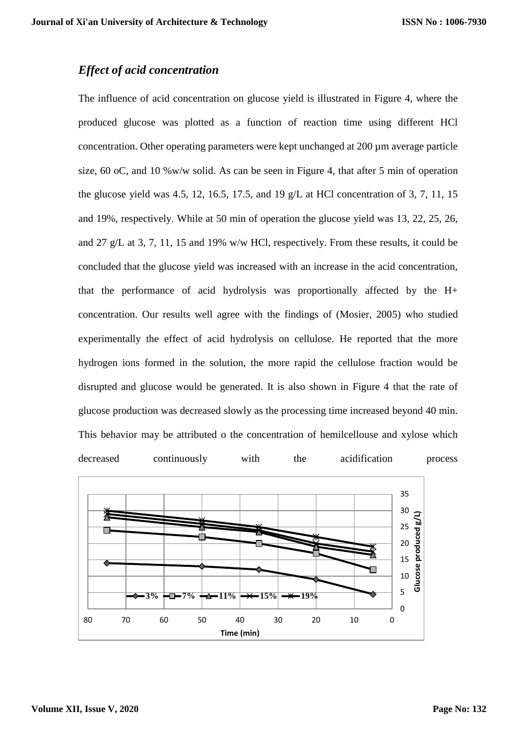### *Effect of acid concentration*

The influence of acid concentration on glucose yield is illustrated in Figure 4, where the produced glucose was plotted as a function of reaction time using different HCl concentration. Other operating parameters were kept unchanged at 200 µm average particle size, 60 oC, and 10 %w/w solid. As can be seen in Figure 4, that after 5 min of operation the glucose yield was 4.5, 12, 16.5, 17.5, and 19 g/L at HCl concentration of 3, 7, 11, 15 and 19%, respectively. While at 50 min of operation the glucose yield was 13, 22, 25, 26, and 27 g/L at 3, 7, 11, 15 and 19% w/w HCl, respectively. From these results, it could be concluded that the glucose yield was increased with an increase in the acid concentration, that the performance of acid hydrolysis was proportionally affected by the H+ concentration. Our results well agree with the findings of (Mosier, 2005) who studied experimentally the effect of acid hydrolysis on cellulose. He reported that the more hydrogen ions formed in the solution, the more rapid the cellulose fraction would be disrupted and glucose would be generated. It is also shown in Figure 4 that the rate of glucose production was decreased slowly as the processing time increased beyond 40 min. This behavior may be attributed o the concentration of hemilcellouse and xylose which decreased continuously with the acidification process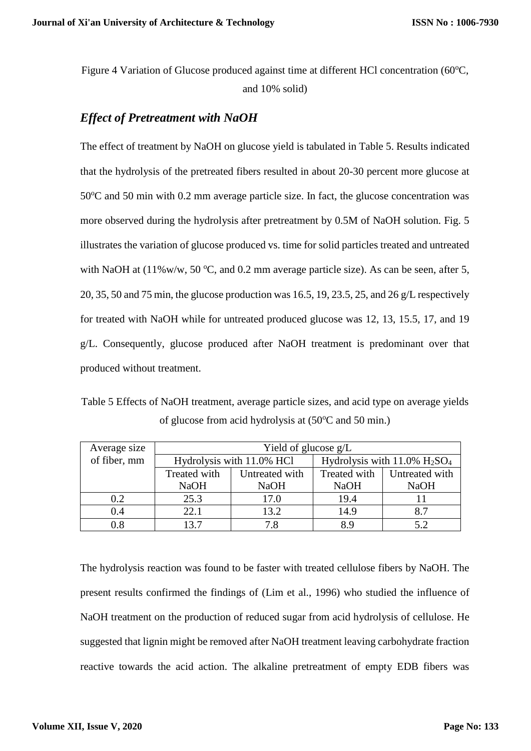Figure 4 Variation of Glucose produced against time at different HCl concentration (60°C, and 10% solid)

## *Effect of Pretreatment with NaOH*

The effect of treatment by NaOH on glucose yield is tabulated in Table 5. Results indicated that the hydrolysis of the pretreated fibers resulted in about 20-30 percent more glucose at 50°C and 50 min with 0.2 mm average particle size. In fact, the glucose concentration was more observed during the hydrolysis after pretreatment by 0.5M of NaOH solution. Fig. 5 illustrates the variation of glucose produced vs. time for solid particles treated and untreated with NaOH at (11%w/w, 50 °C, and 0.2 mm average particle size). As can be seen, after 5, 20, 35, 50 and 75 min, the glucose production was 16.5, 19, 23.5, 25, and 26 g/L respectively for treated with NaOH while for untreated produced glucose was 12, 13, 15.5, 17, and 19 g/L. Consequently, glucose produced after NaOH treatment is predominant over that produced without treatment.

Table 5 Effects of NaOH treatment, average particle sizes, and acid type on average yields of glucose from acid hydrolysis at (50°C and 50 min.)

| Average size of fiber, mm | Yield of glucose g/L | | | |
|---|---|---|---|---|
| | Hydrolysis with 11.0% HCl | | Hydrolysis with 11.0% $H_2SO_4$ | |
| | Treated with NaOH | Untreated with NaOH | Treated with NaOH | Untreated with NaOH |
| 0.2 | 25.3 | 17.0 | 19.4 | 11 |
| 0.4 | 22.1 | 13.2 | 14.9 | 8.7 |
| 0.8 | 13.7 | 7.8 | 8.9 | 5.2 |

The hydrolysis reaction was found to be faster with treated cellulose fibers by NaOH. The present results confirmed the findings of (Lim et al., 1996) who studied the influence of NaOH treatment on the production of reduced sugar from acid hydrolysis of cellulose. He suggested that lignin might be removed after NaOH treatment leaving carbohydrate fraction reactive towards the acid action. The alkaline pretreatment of empty EDB fibers was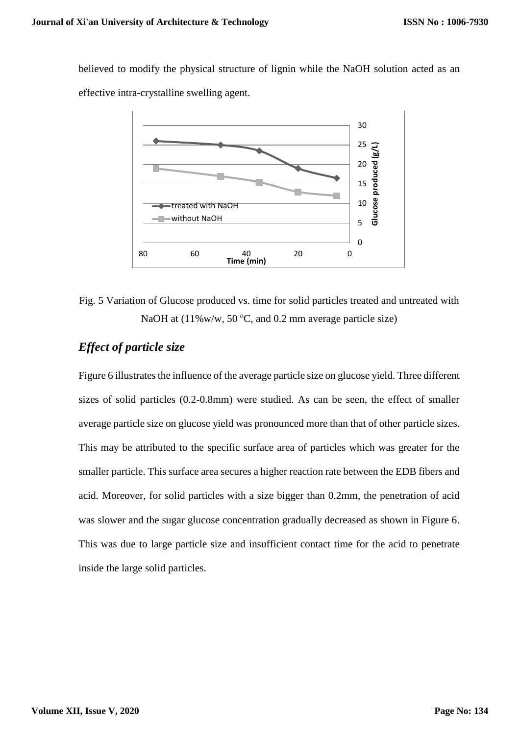believed to modify the physical structure of lignin while the NaOH solution acted as an effective intra-crystalline swelling agent.

Fig. 5 Variation of Glucose produced vs. time for solid particles treated and untreated with NaOH at (11%w/w, 50 $^{o}C$, and 0.2 mm average particle size)

## *Effect of particle size*

Figure 6 illustrates the influence of the average particle size on glucose yield. Three different sizes of solid particles (0.2-0.8mm) were studied. As can be seen, the effect of smaller average particle size on glucose yield was pronounced more than that of other particle sizes. This may be attributed to the specific surface area of particles which was greater for the smaller particle. This surface area secures a higher reaction rate between the EDB fibers and acid. Moreover, for solid particles with a size bigger than 0.2mm, the penetration of acid was slower and the sugar glucose concentration gradually decreased as shown in Figure 6. This was due to large particle size and insufficient contact time for the acid to penetrate inside the large solid particles.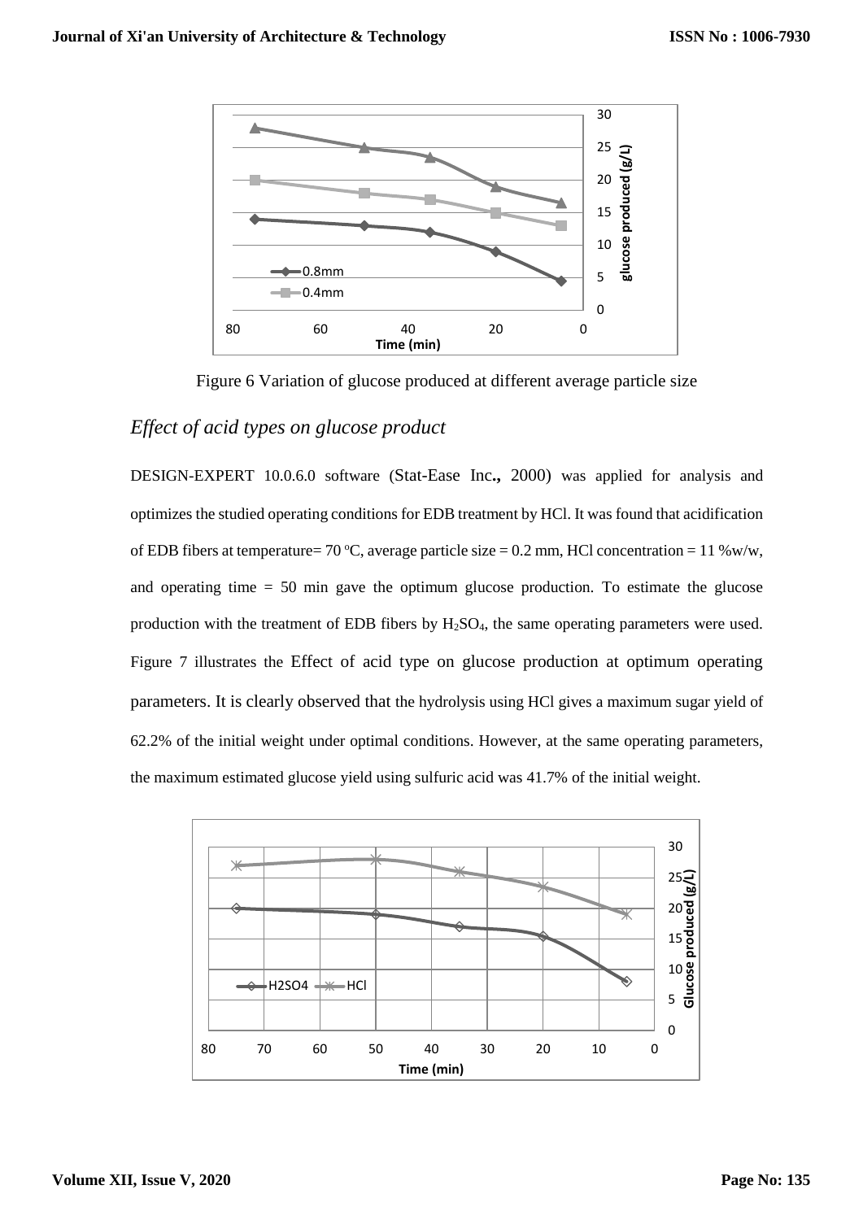Figure 6 Variation of glucose produced at different average particle size

## *Effect of acid types on glucose product*

DESIGN-EXPERT 10.0.6.0 software (Stat-Ease Inc., 2000) was applied for analysis and optimizes the studied operating conditions for EDB treatment by HCl. It was found that acidification of EDB fibers at temperature= 70 $^oC$, average particle size = 0.2 mm, HCl concentration = 11 %w/w, and operating time = 50 min gave the optimum glucose production. To estimate the glucose production with the treatment of EDB fibers by $H_2SO_4$, the same operating parameters were used. Figure 7 illustrates the Effect of acid type on glucose production at optimum operating parameters. It is clearly observed that the hydrolysis using HCl gives a maximum sugar yield of 62.2% of the initial weight under optimal conditions. However, at the same operating parameters, the maximum estimated glucose yield using sulfuric acid was 41.7% of the initial weight.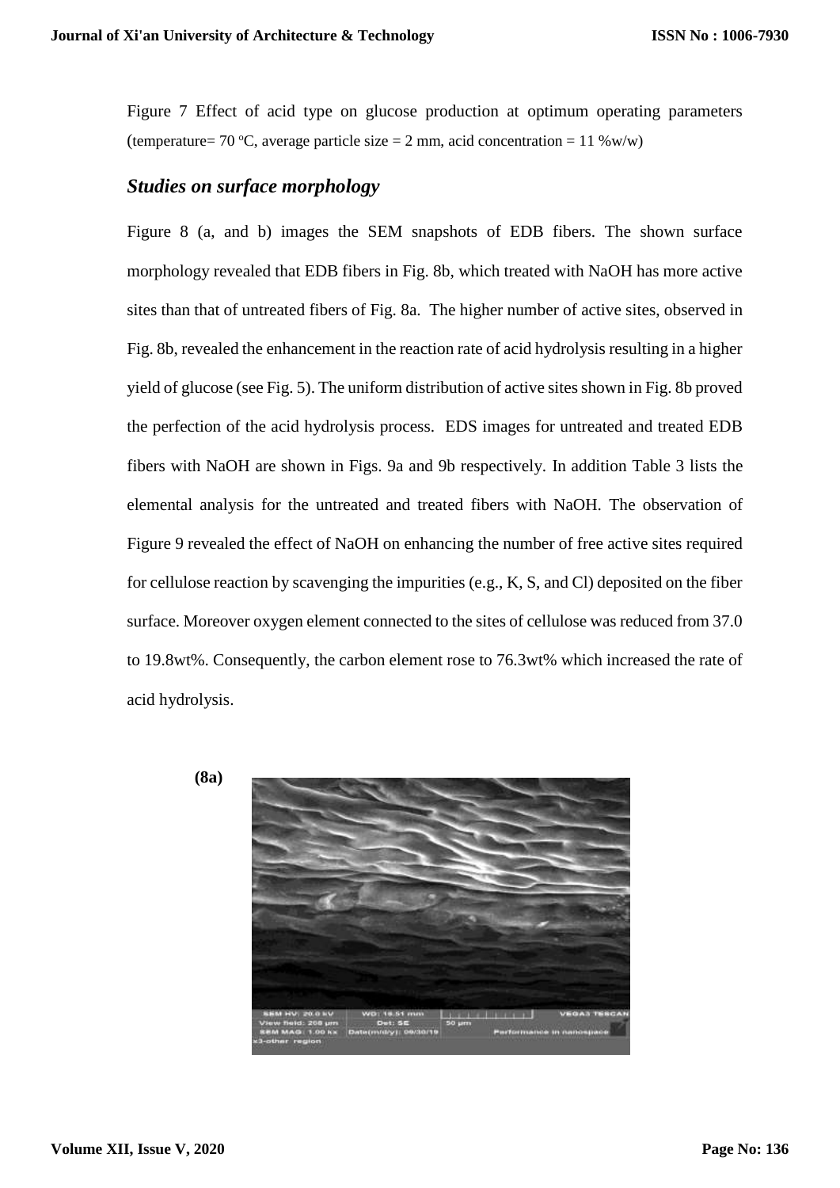Figure 7 Effect of acid type on glucose production at optimum operating parameters (temperature= 70 $^{o}$C, average particle size = 2 mm, acid concentration = 11 %w/w)

### *Studies on surface morphology*

Figure 8 (a, and b) images the SEM snapshots of EDB fibers. The shown surface morphology revealed that EDB fibers in Fig. 8b, which treated with NaOH has more active sites than that of untreated fibers of Fig. 8a. The higher number of active sites, observed in Fig. 8b, revealed the enhancement in the reaction rate of acid hydrolysis resulting in a higher yield of glucose (see Fig. 5). The uniform distribution of active sites shown in Fig. 8b proved the perfection of the acid hydrolysis process. EDS images for untreated and treated EDB fibers with NaOH are shown in Figs. 9a and 9b respectively. In addition Table 3 lists the elemental analysis for the untreated and treated fibers with NaOH. The observation of Figure 9 revealed the effect of NaOH on enhancing the number of free active sites required for cellulose reaction by scavenging the impurities (e.g., K, S, and Cl) deposited on the fiber surface. Moreover oxygen element connected to the sites of cellulose was reduced from 37.0 to 19.8wt%. Consequently, the carbon element rose to 76.3wt% which increased the rate of acid hydrolysis.

**(8a)**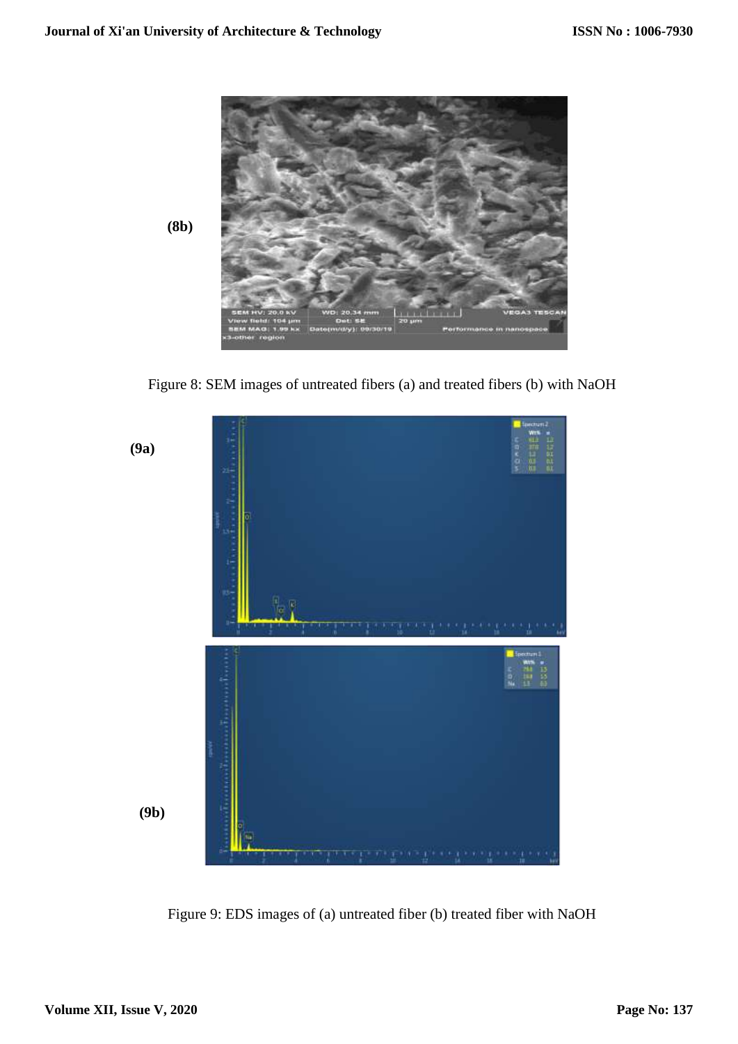(8b)

Figure 8: SEM images of untreated fibers (a) and treated fibers (b) with NaOH

(9a)

(9b)

Figure 9: EDS images of (a) untreated fiber (b) treated fiber with NaOH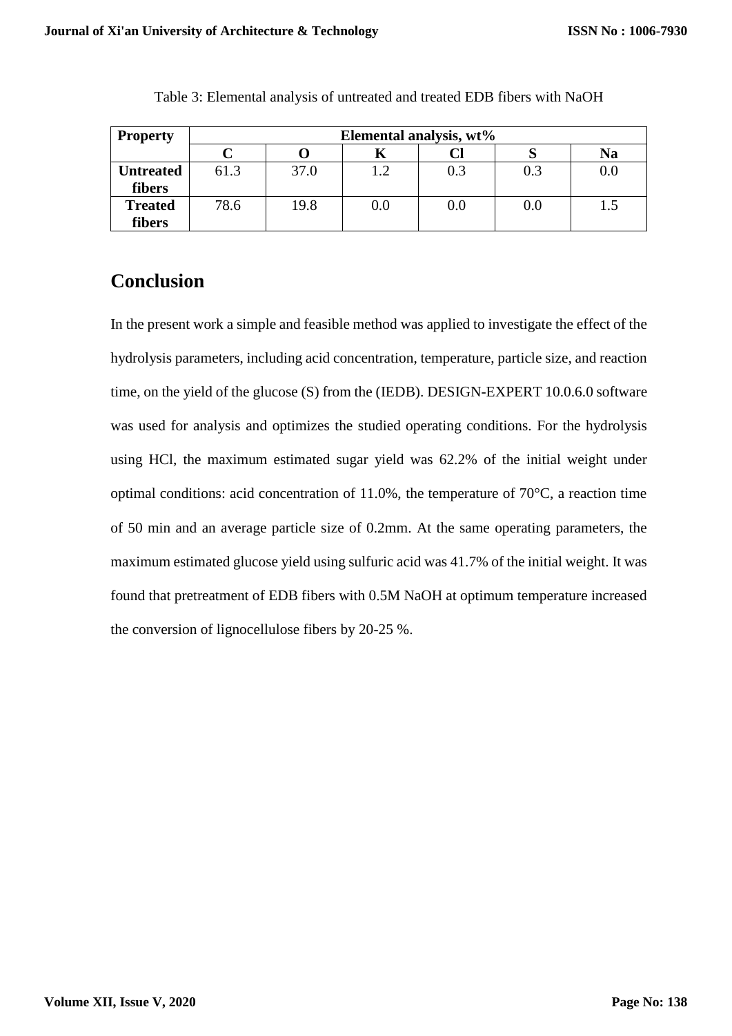Table 3: Elemental analysis of untreated and treated EDB fibers with NaOH

| Property | Elemental analysis, wt% | | | | | |
|---|---|---|---|---|---|---|
| | C | O | K | Cl | S | Na |
| **Untreated fibers** | 61.3 | 37.0 | 1.2 | 0.3 | 0.3 | 0.0 |
| **Treated fibers** | 78.6 | 19.8 | 0.0 | 0.0 | 0.0 | 1.5 |

## Conclusion

In the present work a simple and feasible method was applied to investigate the effect of the hydrolysis parameters, including acid concentration, temperature, particle size, and reaction time, on the yield of the glucose (S) from the (IEDB). DESIGN-EXPERT 10.0.6.0 software was used for analysis and optimizes the studied operating conditions. For the hydrolysis using HCl, the maximum estimated sugar yield was 62.2% of the initial weight under optimal conditions: acid concentration of 11.0%, the temperature of 70°C, a reaction time of 50 min and an average particle size of 0.2mm. At the same operating parameters, the maximum estimated glucose yield using sulfuric acid was 41.7% of the initial weight. It was found that pretreatment of EDB fibers with 0.5M NaOH at optimum temperature increased the conversion of lignocellulose fibers by 20-25 %.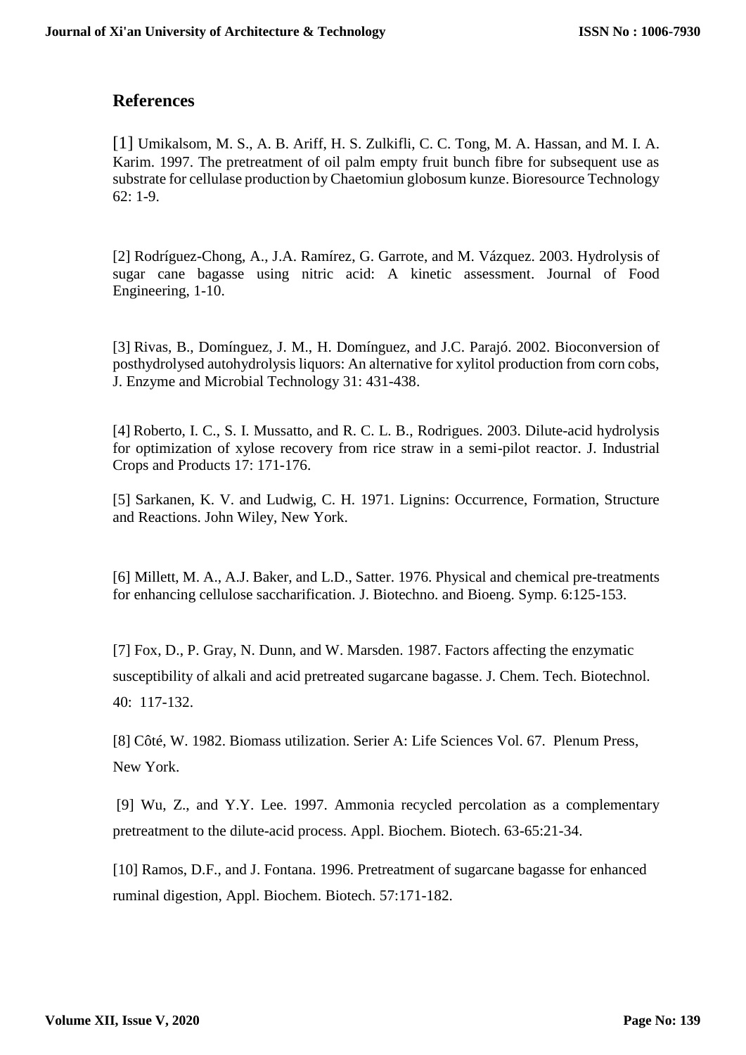## References

[1] Umikalsom, M. S., A. B. Ariff, H. S. Zulkifli, C. C. Tong, M. A. Hassan, and M. I. A. Karim. 1997. The pretreatment of oil palm empty fruit bunch fibre for subsequent use as substrate for cellulase production by Chaetomiun globosum kunze. Bioresource Technology 62: 1-9.

[2] Rodríguez-Chong, A., J.A. Ramírez, G. Garrote, and M. Vázquez. 2003. Hydrolysis of sugar cane bagasse using nitric acid: A kinetic assessment. Journal of Food Engineering, 1-10.

[3] Rivas, B., Domínguez, J. M., H. Domínguez, and J.C. Parajó. 2002. Bioconversion of posthydrolysed autohydrolysis liquors: An alternative for xylitol production from corn cobs, J. Enzyme and Microbial Technology 31: 431-438.

[4] Roberto, I. C., S. I. Mussatto, and R. C. L. B., Rodrigues. 2003. Dilute-acid hydrolysis for optimization of xylose recovery from rice straw in a semi-pilot reactor. J. Industrial Crops and Products 17: 171-176.

[5] Sarkanen, K. V. and Ludwig, C. H. 1971. Lignins: Occurrence, Formation, Structure and Reactions. John Wiley, New York.

[6] Millett, M. A., A.J. Baker, and L.D., Satter. 1976. Physical and chemical pre-treatments for enhancing cellulose saccharification. J. Biotechno. and Bioeng. Symp. 6:125-153.

[7] Fox, D., P. Gray, N. Dunn, and W. Marsden. 1987. Factors affecting the enzymatic susceptibility of alkali and acid pretreated sugarcane bagasse. J. Chem. Tech. Biotechnol. 40: 117-132.

[8] Côté, W. 1982. Biomass utilization. Serier A: Life Sciences Vol. 67. Plenum Press, New York.

[9] Wu, Z., and Y.Y. Lee. 1997. Ammonia recycled percolation as a complementary pretreatment to the dilute-acid process. Appl. Biochem. Biotech. 63-65:21-34.

[10] Ramos, D.F., and J. Fontana. 1996. Pretreatment of sugarcane bagasse for enhanced ruminal digestion, Appl. Biochem. Biotech. 57:171-182.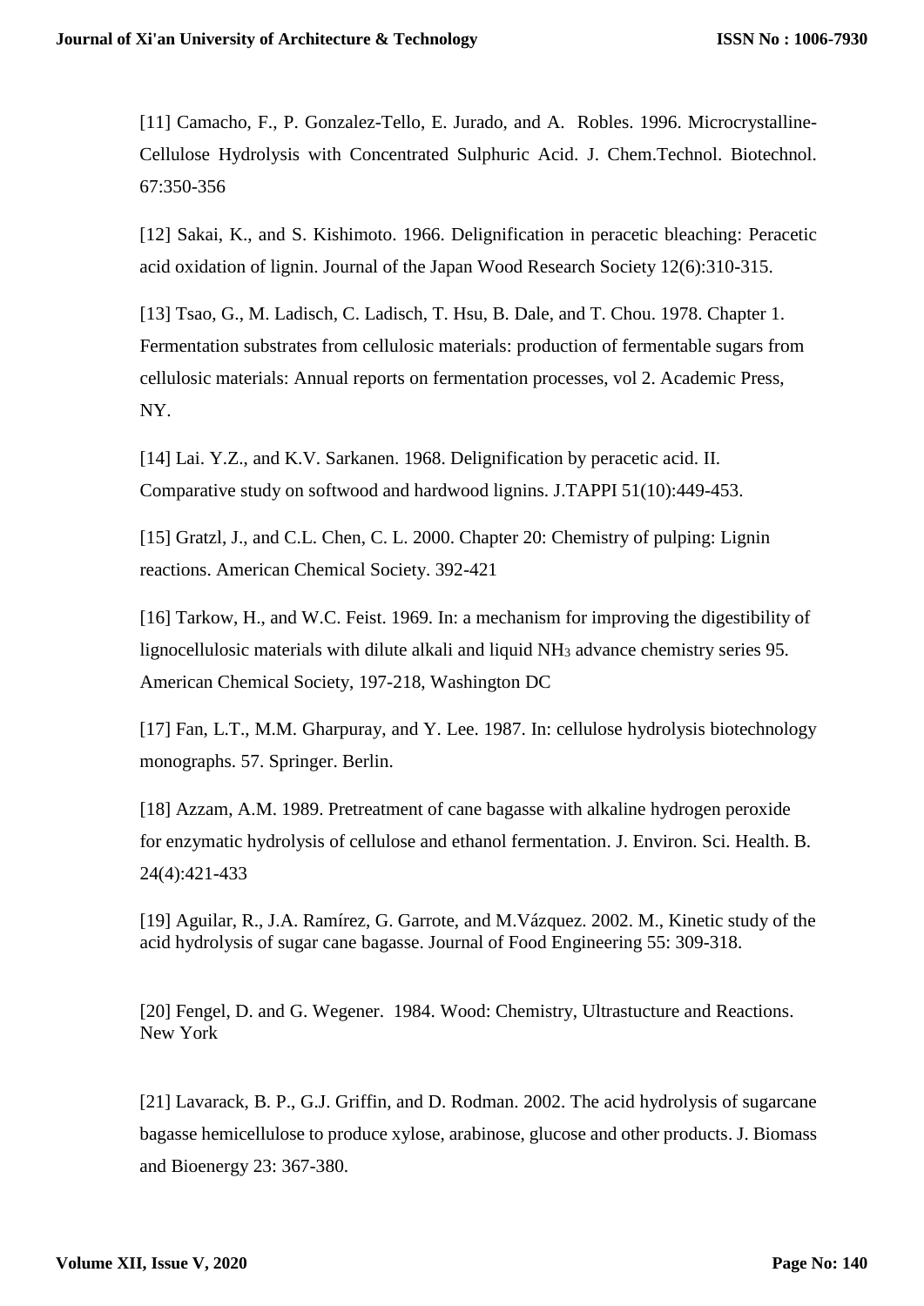[11] Camacho, F., P. Gonzalez-Tello, E. Jurado, and A. Robles. 1996. Microcrystalline-Cellulose Hydrolysis with Concentrated Sulphuric Acid. J. Chem.Technol. Biotechnol. 67:350-356

[12] Sakai, K., and S. Kishimoto. 1966. Delignification in peracetic bleaching: Peracetic acid oxidation of lignin. Journal of the Japan Wood Research Society 12(6):310-315.

[13] Tsao, G., M. Ladisch, C. Ladisch, T. Hsu, B. Dale, and T. Chou. 1978. Chapter 1. Fermentation substrates from cellulosic materials: production of fermentable sugars from cellulosic materials: Annual reports on fermentation processes, vol 2. Academic Press, NY.

[14] Lai. Y.Z., and K.V. Sarkanen. 1968. Delignification by peracetic acid. II. Comparative study on softwood and hardwood lignins. J.TAPPI 51(10):449-453.

[15] Gratzl, J., and C.L. Chen, C. L. 2000. Chapter 20: Chemistry of pulping: Lignin reactions. American Chemical Society. 392-421

[16] Tarkow, H., and W.C. Feist. 1969. In: a mechanism for improving the digestibility of lignocellulosic materials with dilute alkali and liquid $NH_3$ advance chemistry series 95. American Chemical Society, 197-218, Washington DC

[17] Fan, L.T., M.M. Gharpuray, and Y. Lee. 1987. In: cellulose hydrolysis biotechnology monographs. 57. Springer. Berlin.

[18] Azzam, A.M. 1989. Pretreatment of cane bagasse with alkaline hydrogen peroxide for enzymatic hydrolysis of cellulose and ethanol fermentation. J. Environ. Sci. Health. B. 24(4):421-433

[19] Aguilar, R., J.A. Ramírez, G. Garrote, and M.Vázquez. 2002. M., Kinetic study of the acid hydrolysis of sugar cane bagasse. Journal of Food Engineering 55: 309-318.

[20] Fengel, D. and G. Wegener. 1984. Wood: Chemistry, Ultrastucture and Reactions. New York

[21] Lavarack, B. P., G.J. Griffin, and D. Rodman. 2002. The acid hydrolysis of sugarcane bagasse hemicellulose to produce xylose, arabinose, glucose and other products. J. Biomass and Bioenergy 23: 367-380.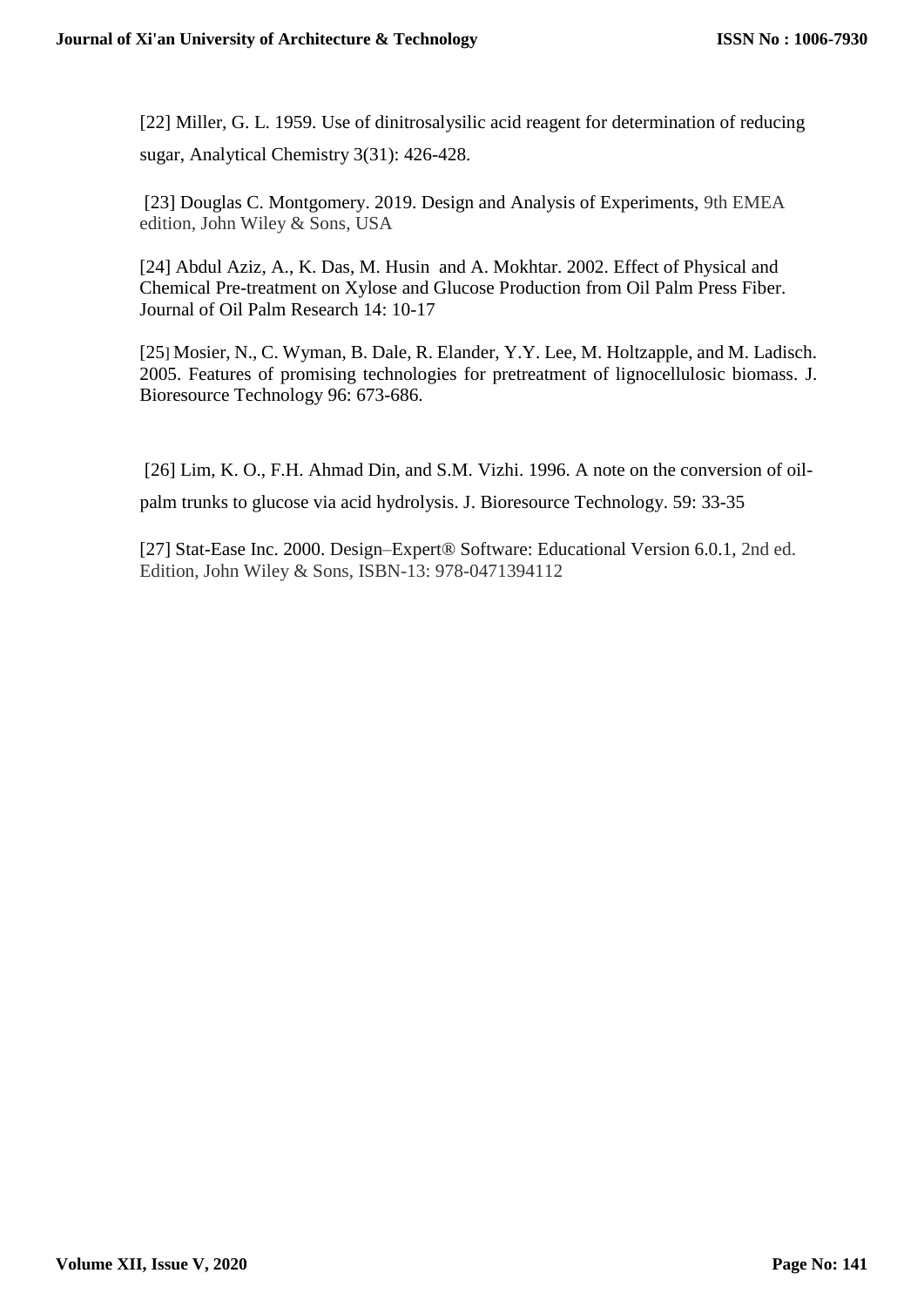[22] Miller, G. L. 1959. Use of dinitrosalysilic acid reagent for determination of reducing sugar, Analytical Chemistry 3(31): 426-428.

[23] Douglas C. Montgomery. 2019. Design and Analysis of Experiments, 9th EMEA edition, John Wiley & Sons, USA

[24] Abdul Aziz, A., K. Das, M. Husin and A. Mokhtar. 2002. Effect of Physical and Chemical Pre-treatment on Xylose and Glucose Production from Oil Palm Press Fiber. Journal of Oil Palm Research 14: 10-17

[25] Mosier, N., C. Wyman, B. Dale, R. Elander, Y.Y. Lee, M. Holtzapple, and M. Ladisch. 2005. Features of promising technologies for pretreatment of lignocellulosic biomass. J. Bioresource Technology 96: 673-686.

[26] Lim, K. O., F.H. Ahmad Din, and S.M. Vizhi. 1996. A note on the conversion of oil-palm trunks to glucose via acid hydrolysis. J. Bioresource Technology. 59: 33-35

[27] Stat-Ease Inc. 2000. Design–Expert® Software: Educational Version 6.0.1, 2nd ed. Edition, John Wiley & Sons, ISBN-13: 978-0471394112